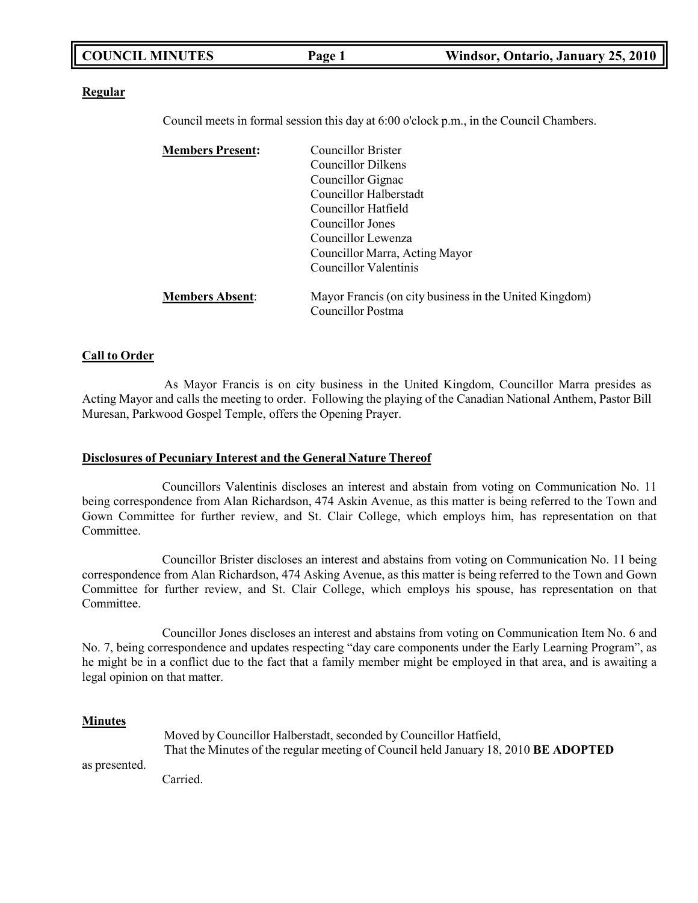**Regular**

Council meets in formal session this day at 6:00 o'clock p.m., in the Council Chambers.

**Members Present:**

- Councillor Brister
- Councillor Dilkens
- Councillor Gignac
- Councillor Halberstadt
- Councillor Hatfield
- Councillor Jones
- Councillor Lewenza
- Councillor Marra, Acting Mayor
- Councillor Valentinis

**Members Absent:**

- Mayor Francis (on city business in the United Kingdom)
- Councillor Postma

**Call to Order**

As Mayor Francis is on city business in the United Kingdom, Councillor Marra presides as Acting Mayor and calls the meeting to order. Following the playing of the Canadian National Anthem, Pastor Bill Muresan, Parkwood Gospel Temple, offers the Opening Prayer.

**Disclosures of Pecuniary Interest and the General Nature Thereof**

Councillors Valentinis discloses an interest and abstain from voting on Communication No. 11 being correspondence from Alan Richardson, 474 Askin Avenue, as this matter is being referred to the Town and Gown Committee for further review, and St. Clair College, which employs him, has representation on that Committee.

Councillor Brister discloses an interest and abstains from voting on Communication No. 11 being correspondence from Alan Richardson, 474 Asking Avenue, as this matter is being referred to the Town and Gown Committee for further review, and St. Clair College, which employs his spouse, has representation on that Committee.

Councillor Jones discloses an interest and abstains from voting on Communication Item No. 6 and No. 7, being correspondence and updates respecting "day care components under the Early Learning Program", as he might be in a conflict due to the fact that a family member might be employed in that area, and is awaiting a legal opinion on that matter.

**Minutes**

Moved by Councillor Halberstadt, seconded by Councillor Hatfield,
That the Minutes of the regular meeting of Council held January 18, 2010 **BE ADOPTED** as presented.

Carried.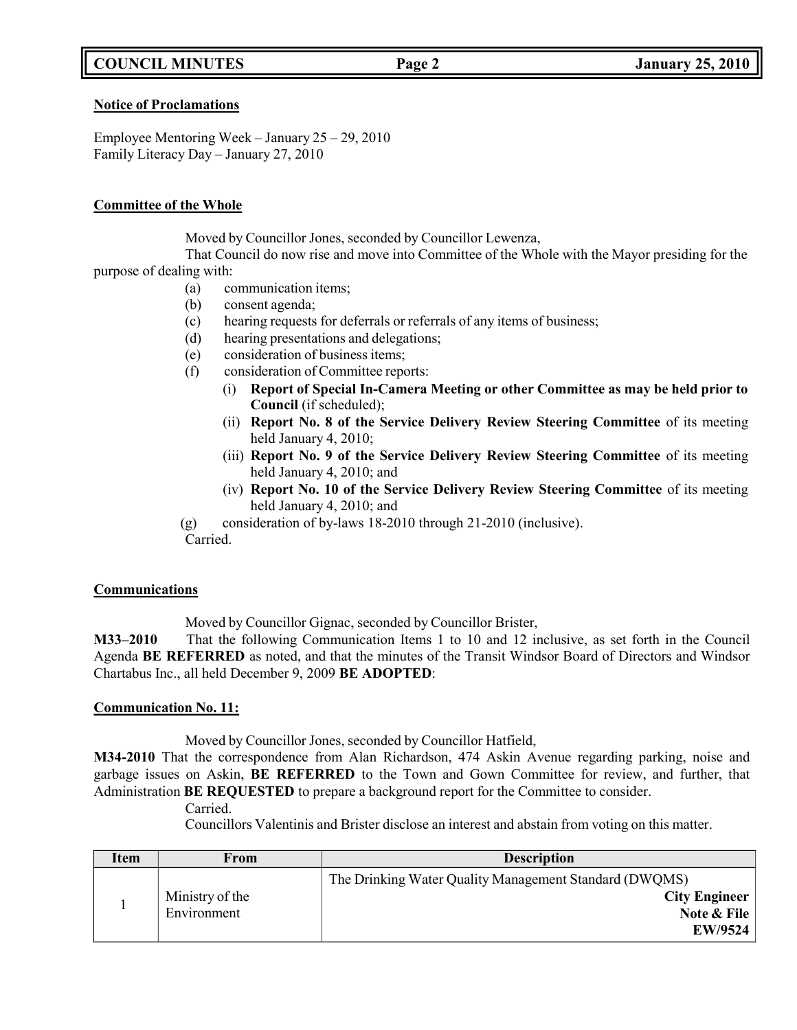**Notice of Proclamations**

Employee Mentoring Week – January 25 – 29, 2010
Family Literacy Day – January 27, 2010

**Committee of the Whole**

Moved by Councillor Jones, seconded by Councillor Lewenza,

That Council do now rise and move into Committee of the Whole with the Mayor presiding for the purpose of dealing with:

(a) communication items;
(b) consent agenda;
(c) hearing requests for deferrals or referrals of any items of business;
(d) hearing presentations and delegations;
(e) consideration of business items;
(f) consideration of Committee reports:
   (i) **Report of Special In-Camera Meeting or other Committee as may be held prior to Council** (if scheduled);
   (ii) **Report No. 8 of the Service Delivery Review Steering Committee** of its meeting held January 4, 2010;
   (iii) **Report No. 9 of the Service Delivery Review Steering Committee** of its meeting held January 4, 2010; and
   (iv) **Report No. 10 of the Service Delivery Review Steering Committee** of its meeting held January 4, 2010; and
(g) consideration of by-laws 18-2010 through 21-2010 (inclusive).

Carried.

**Communications**

Moved by Councillor Gignac, seconded by Councillor Brister,

**M33–2010** That the following Communication Items 1 to 10 and 12 inclusive, as set forth in the Council Agenda **BE REFERRED** as noted, and that the minutes of the Transit Windsor Board of Directors and Windsor Chartabus Inc., all held December 9, 2009 **BE ADOPTED**:

**Communication No. 11:**

Moved by Councillor Jones, seconded by Councillor Hatfield,

**M34-2010** That the correspondence from Alan Richardson, 474 Askin Avenue regarding parking, noise and garbage issues on Askin, **BE REFERRED** to the Town and Gown Committee for review, and further, that Administration **BE REQUESTED** to prepare a background report for the Committee to consider.

Carried.

Councillors Valentinis and Brister disclose an interest and abstain from voting on this matter.

| Item | From | Description |
|---|---|---|
| 1 | Ministry of the Environment | The Drinking Water Quality Management Standard (DWQMS) **City Engineer** **Note & File** **EW/9524** |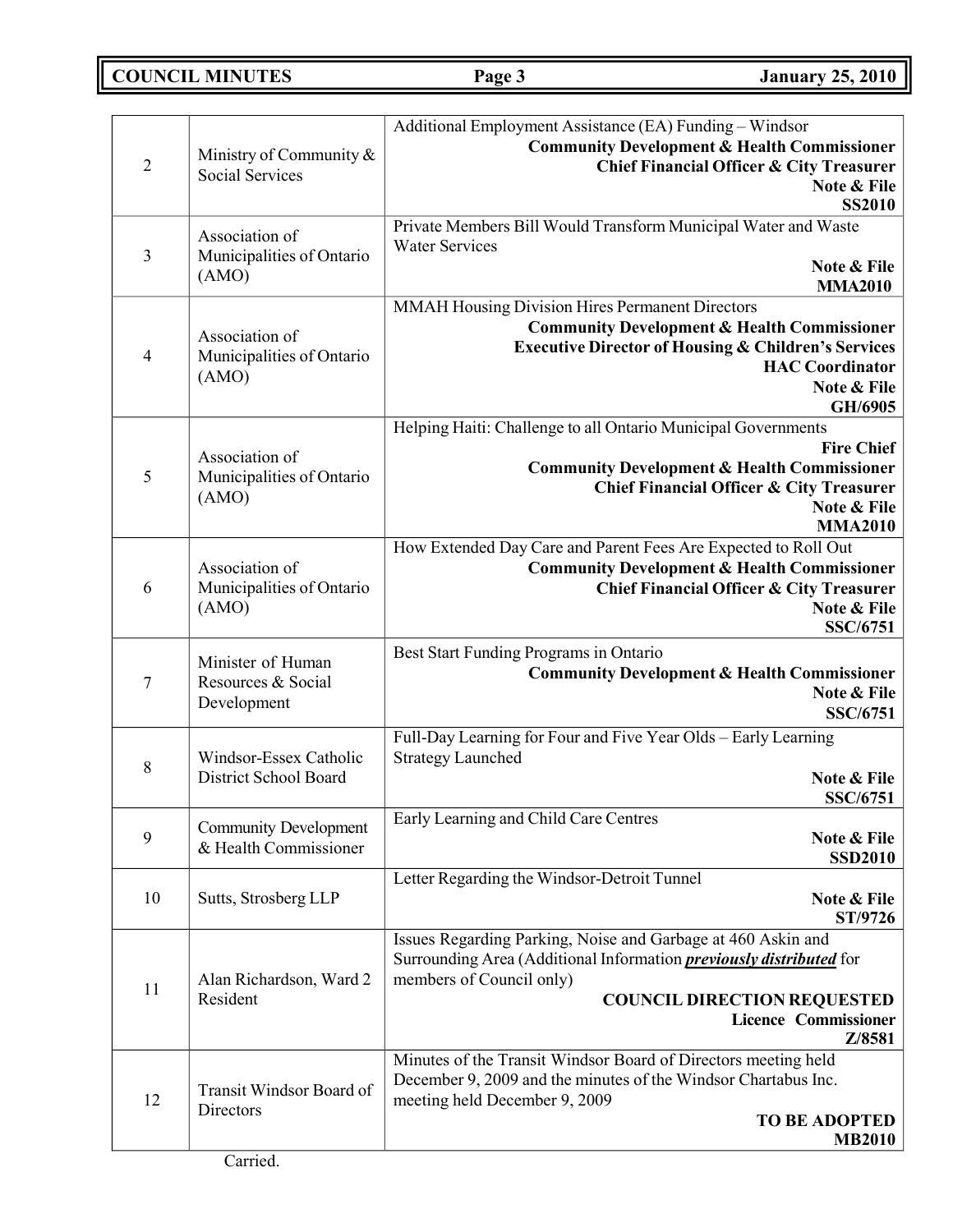| | | |
|---|---|---|
| 2 | Ministry of Community & Social Services | Additional Employment Assistance (EA) Funding – Windsor<br>**Community Development & Health Commissioner**<br>**Chief Financial Officer & City Treasurer**<br>**Note & File**<br>**SS2010** |
| 3 | Association of Municipalities of Ontario (AMO) | Private Members Bill Would Transform Municipal Water and Waste Water Services<br>**Note & File**<br>**MMA2010** |
| 4 | Association of Municipalities of Ontario (AMO) | MMAH Housing Division Hires Permanent Directors<br>**Community Development & Health Commissioner**<br>**Executive Director of Housing & Children's Services**<br>**HAC Coordinator**<br>**Note & File**<br>**GH/6905** |
| 5 | Association of Municipalities of Ontario (AMO) | Helping Haiti: Challenge to all Ontario Municipal Governments<br>**Fire Chief**<br>**Community Development & Health Commissioner**<br>**Chief Financial Officer & City Treasurer**<br>**Note & File**<br>**MMA2010** |
| 6 | Association of Municipalities of Ontario (AMO) | How Extended Day Care and Parent Fees Are Expected to Roll Out<br>**Community Development & Health Commissioner**<br>**Chief Financial Officer & City Treasurer**<br>**Note & File**<br>**SSC/6751** |
| 7 | Minister of Human Resources & Social Development | Best Start Funding Programs in Ontario<br>**Community Development & Health Commissioner**<br>**Note & File**<br>**SSC/6751** |
| 8 | Windsor-Essex Catholic District School Board | Full-Day Learning for Four and Five Year Olds – Early Learning Strategy Launched<br>**Note & File**<br>**SSC/6751** |
| 9 | Community Development & Health Commissioner | Early Learning and Child Care Centres<br>**Note & File**<br>**SSD2010** |
| 10 | Sutts, Strosberg LLP | Letter Regarding the Windsor-Detroit Tunnel<br>**Note & File**<br>**ST/9726** |
| 11 | Alan Richardson, Ward 2 Resident | Issues Regarding Parking, Noise and Garbage at 460 Askin and Surrounding Area (Additional Information ***previously distributed*** for members of Council only)<br>**COUNCIL DIRECTION REQUESTED**<br>**Licence Commissioner**<br>**Z/8581** |
| 12 | Transit Windsor Board of Directors | Minutes of the Transit Windsor Board of Directors meeting held December 9, 2009 and the minutes of the Windsor Chartabus Inc. meeting held December 9, 2009<br>**TO BE ADOPTED**<br>**MB2010** |

Carried.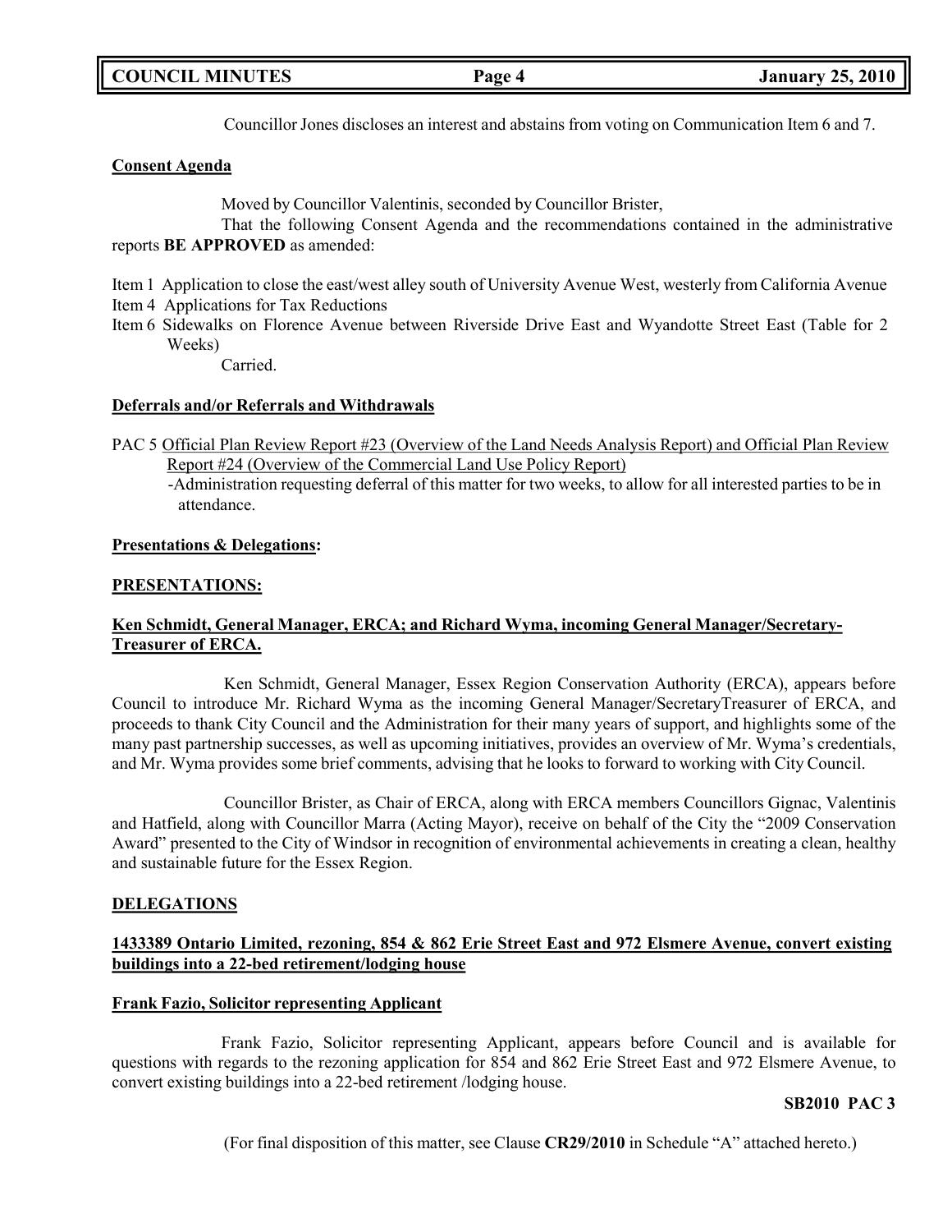Councillor Jones discloses an interest and abstains from voting on Communication Item 6 and 7.

**Consent Agenda**

Moved by Councillor Valentinis, seconded by Councillor Brister,

That the following Consent Agenda and the recommendations contained in the administrative reports **BE APPROVED** as amended:

Item 1 Application to close the east/west alley south of University Avenue West, westerly from California Avenue
Item 4 Applications for Tax Reductions
Item 6 Sidewalks on Florence Avenue between Riverside Drive East and Wyandotte Street East (Table for 2 Weeks)

Carried.

**Deferrals and/or Referrals and Withdrawals**

PAC 5 Official Plan Review Report #23 (Overview of the Land Needs Analysis Report) and Official Plan Review Report #24 (Overview of the Commercial Land Use Policy Report)
-Administration requesting deferral of this matter for two weeks, to allow for all interested parties to be in attendance.

**Presentations & Delegations:**

**PRESENTATIONS:**

**Ken Schmidt, General Manager, ERCA; and Richard Wyma, incoming General Manager/Secretary-Treasurer of ERCA.**

Ken Schmidt, General Manager, Essex Region Conservation Authority (ERCA), appears before Council to introduce Mr. Richard Wyma as the incoming General Manager/SecretaryTreasurer of ERCA, and proceeds to thank City Council and the Administration for their many years of support, and highlights some of the many past partnership successes, as well as upcoming initiatives, provides an overview of Mr. Wyma's credentials, and Mr. Wyma provides some brief comments, advising that he looks to forward to working with City Council.

Councillor Brister, as Chair of ERCA, along with ERCA members Councillors Gignac, Valentinis and Hatfield, along with Councillor Marra (Acting Mayor), receive on behalf of the City the "2009 Conservation Award" presented to the City of Windsor in recognition of environmental achievements in creating a clean, healthy and sustainable future for the Essex Region.

**DELEGATIONS**

**1433389 Ontario Limited, rezoning, 854 & 862 Erie Street East and 972 Elsmere Avenue, convert existing buildings into a 22-bed retirement/lodging house**

**Frank Fazio, Solicitor representing Applicant**

Frank Fazio, Solicitor representing Applicant, appears before Council and is available for questions with regards to the rezoning application for 854 and 862 Erie Street East and 972 Elsmere Avenue, to convert existing buildings into a 22-bed retirement /lodging house.

**SB2010 PAC 3**

(For final disposition of this matter, see Clause **CR29/2010** in Schedule "A" attached hereto.)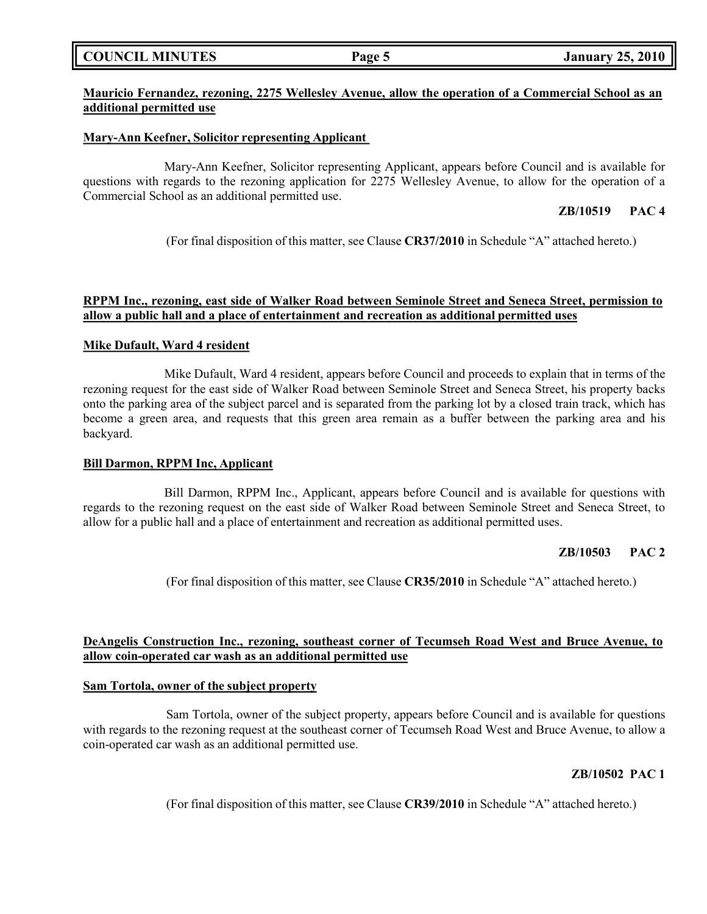**Mauricio Fernandez, rezoning, 2275 Wellesley Avenue, allow the operation of a Commercial School as an additional permitted use**

**Mary-Ann Keefner, Solicitor representing Applicant**

Mary-Ann Keefner, Solicitor representing Applicant, appears before Council and is available for questions with regards to the rezoning application for 2275 Wellesley Avenue, to allow for the operation of a Commercial School as an additional permitted use.

**ZB/10519 PAC 4**

(For final disposition of this matter, see Clause **CR37/2010** in Schedule "A" attached hereto.)

**RPPM Inc., rezoning, east side of Walker Road between Seminole Street and Seneca Street, permission to allow a public hall and a place of entertainment and recreation as additional permitted uses**

**Mike Dufault, Ward 4 resident**

Mike Dufault, Ward 4 resident, appears before Council and proceeds to explain that in terms of the rezoning request for the east side of Walker Road between Seminole Street and Seneca Street, his property backs onto the parking area of the subject parcel and is separated from the parking lot by a closed train track, which has become a green area, and requests that this green area remain as a buffer between the parking area and his backyard.

**Bill Darmon, RPPM Inc, Applicant**

Bill Darmon, RPPM Inc., Applicant, appears before Council and is available for questions with regards to the rezoning request on the east side of Walker Road between Seminole Street and Seneca Street, to allow for a public hall and a place of entertainment and recreation as additional permitted uses.

**ZB/10503 PAC 2**

(For final disposition of this matter, see Clause **CR35/2010** in Schedule "A" attached hereto.)

**DeAngelis Construction Inc., rezoning, southeast corner of Tecumseh Road West and Bruce Avenue, to allow coin-operated car wash as an additional permitted use**

**Sam Tortola, owner of the subject property**

Sam Tortola, owner of the subject property, appears before Council and is available for questions with regards to the rezoning request at the southeast corner of Tecumseh Road West and Bruce Avenue, to allow a coin-operated car wash as an additional permitted use.

**ZB/10502 PAC 1**

(For final disposition of this matter, see Clause **CR39/2010** in Schedule "A" attached hereto.)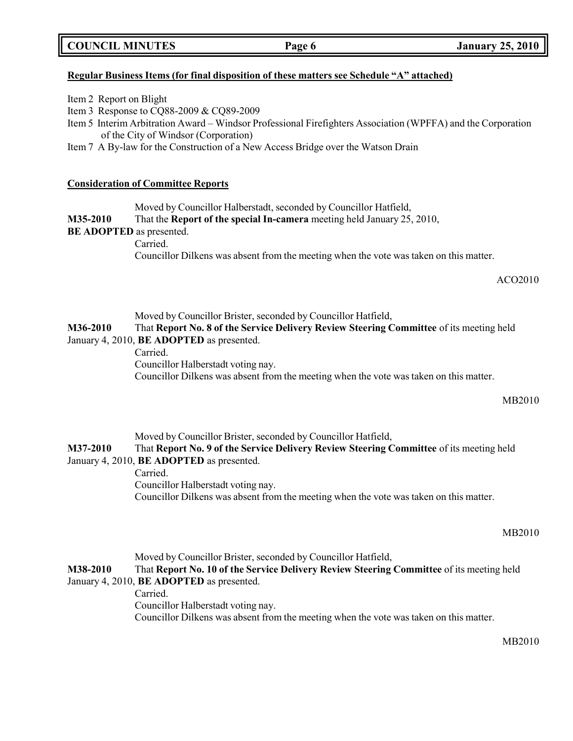**Regular Business Items (for final disposition of these matters see Schedule "A" attached)**

Item 2 Report on Blight
Item 3 Response to CQ88-2009 & CQ89-2009
Item 5 Interim Arbitration Award – Windsor Professional Firefighters Association (WPFFA) and the Corporation of the City of Windsor (Corporation)
Item 7 A By-law for the Construction of a New Access Bridge over the Watson Drain

**Consideration of Committee Reports**

Moved by Councillor Halberstadt, seconded by Councillor Hatfield,
**M35-2010** That the **Report of the special In-camera** meeting held January 25, 2010, **BE ADOPTED** as presented.
Carried.
Councillor Dilkens was absent from the meeting when the vote was taken on this matter.

ACO2010

Moved by Councillor Brister, seconded by Councillor Hatfield,
**M36-2010** That **Report No. 8 of the Service Delivery Review Steering Committee** of its meeting held January 4, 2010, **BE ADOPTED** as presented.
Carried.
Councillor Halberstadt voting nay.
Councillor Dilkens was absent from the meeting when the vote was taken on this matter.

MB2010

Moved by Councillor Brister, seconded by Councillor Hatfield,
**M37-2010** That **Report No. 9 of the Service Delivery Review Steering Committee** of its meeting held January 4, 2010, **BE ADOPTED** as presented.
Carried.
Councillor Halberstadt voting nay.
Councillor Dilkens was absent from the meeting when the vote was taken on this matter.

MB2010

Moved by Councillor Brister, seconded by Councillor Hatfield,
**M38-2010** That **Report No. 10 of the Service Delivery Review Steering Committee** of its meeting held January 4, 2010, **BE ADOPTED** as presented.
Carried.
Councillor Halberstadt voting nay.
Councillor Dilkens was absent from the meeting when the vote was taken on this matter.

MB2010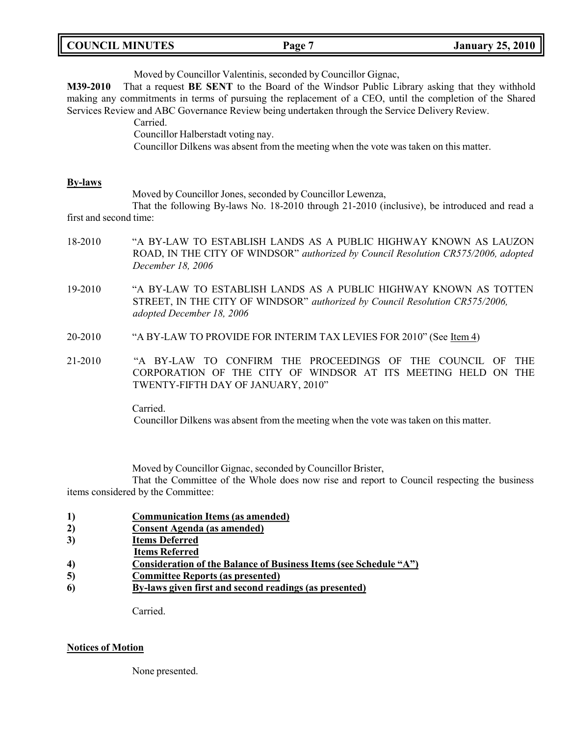Moved by Councillor Valentinis, seconded by Councillor Gignac,

**M39-2010** That a request **BE SENT** to the Board of the Windsor Public Library asking that they withhold making any commitments in terms of pursuing the replacement of a CEO, until the completion of the Shared Services Review and ABC Governance Review being undertaken through the Service Delivery Review.

Carried.

Councillor Halberstadt voting nay.

Councillor Dilkens was absent from the meeting when the vote was taken on this matter.

**By-laws**

Moved by Councillor Jones, seconded by Councillor Lewenza,

That the following By-laws No. 18-2010 through 21-2010 (inclusive), be introduced and read a first and second time:

18-2010 "A BY-LAW TO ESTABLISH LANDS AS A PUBLIC HIGHWAY KNOWN AS LAUZON ROAD, IN THE CITY OF WINDSOR" *authorized by Council Resolution CR575/2006, adopted December 18, 2006*

19-2010 "A BY-LAW TO ESTABLISH LANDS AS A PUBLIC HIGHWAY KNOWN AS TOTTEN STREET, IN THE CITY OF WINDSOR" *authorized by Council Resolution CR575/2006, adopted December 18, 2006*

20-2010 "A BY-LAW TO PROVIDE FOR INTERIM TAX LEVIES FOR 2010" (See Item 4)

21-2010 "A BY-LAW TO CONFIRM THE PROCEEDINGS OF THE COUNCIL OF THE CORPORATION OF THE CITY OF WINDSOR AT ITS MEETING HELD ON THE TWENTY-FIFTH DAY OF JANUARY, 2010"

Carried.

Councillor Dilkens was absent from the meeting when the vote was taken on this matter.

Moved by Councillor Gignac, seconded by Councillor Brister,

That the Committee of the Whole does now rise and report to Council respecting the business items considered by the Committee:

**1)** **Communication Items (as amended)**
**2)** **Consent Agenda (as amended)**
**3)** **Items Deferred**
**Items Referred**
**4)** **Consideration of the Balance of Business Items (see Schedule "A")**
**5)** **Committee Reports (as presented)**
**6)** **By-laws given first and second readings (as presented)**

Carried.

**Notices of Motion**

None presented.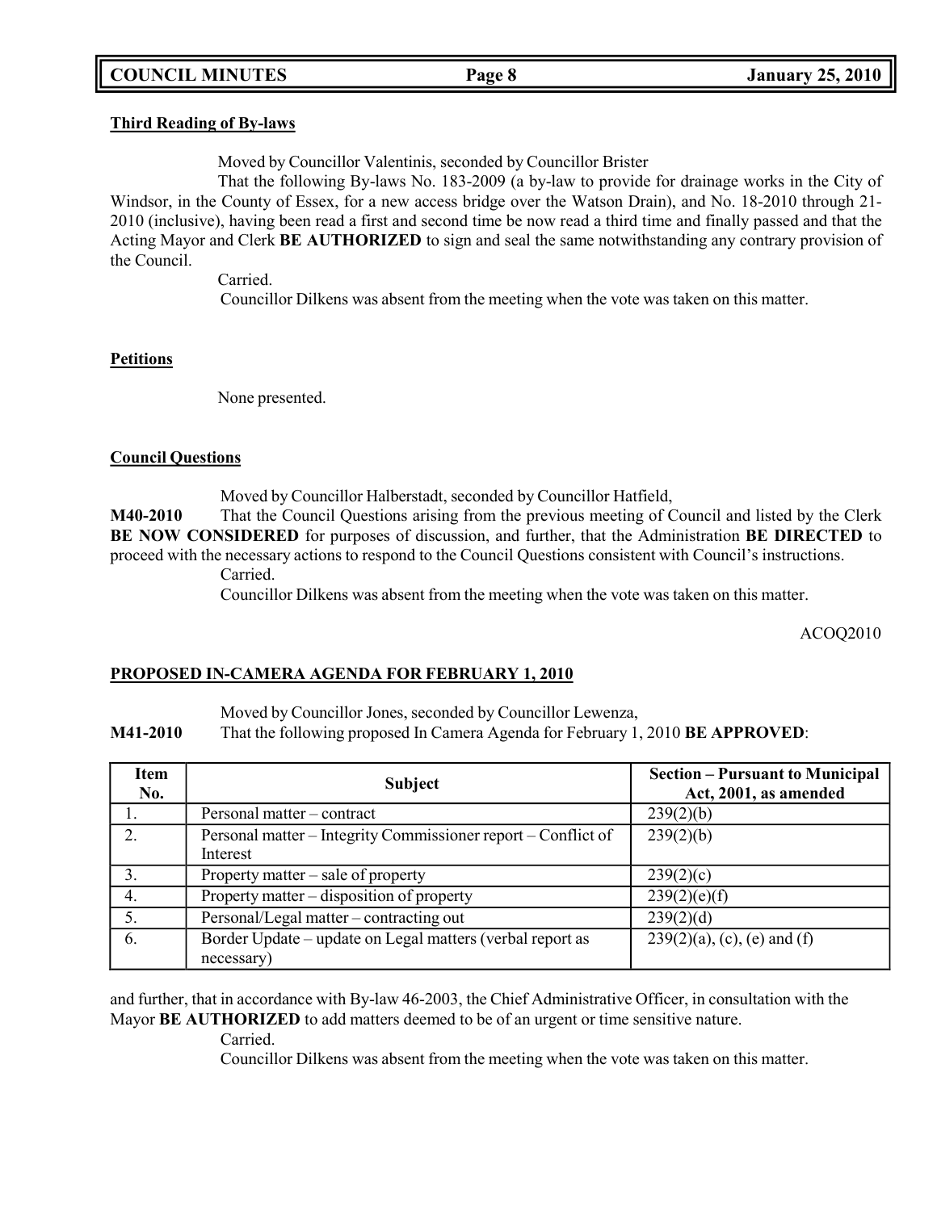**Third Reading of By-laws**

Moved by Councillor Valentinis, seconded by Councillor Brister

That the following By-laws No. 183-2009 (a by-law to provide for drainage works in the City of Windsor, in the County of Essex, for a new access bridge over the Watson Drain), and No. 18-2010 through 21-2010 (inclusive), having been read a first and second time be now read a third time and finally passed and that the Acting Mayor and Clerk **BE AUTHORIZED** to sign and seal the same notwithstanding any contrary provision of the Council.

Carried.

Councillor Dilkens was absent from the meeting when the vote was taken on this matter.

**Petitions**

None presented.

**Council Questions**

Moved by Councillor Halberstadt, seconded by Councillor Hatfield,

**M40-2010** That the Council Questions arising from the previous meeting of Council and listed by the Clerk **BE NOW CONSIDERED** for purposes of discussion, and further, that the Administration **BE DIRECTED** to proceed with the necessary actions to respond to the Council Questions consistent with Council's instructions.

Carried.

Councillor Dilkens was absent from the meeting when the vote was taken on this matter.

ACOQ2010

**PROPOSED IN-CAMERA AGENDA FOR FEBRUARY 1, 2010**

Moved by Councillor Jones, seconded by Councillor Lewenza,

**M41-2010** That the following proposed In Camera Agenda for February 1, 2010 **BE APPROVED**:

| Item No. | Subject | Section – Pursuant to Municipal Act, 2001, as amended |
|---|---|---|
| 1. | Personal matter – contract | 239(2)(b) |
| 2. | Personal matter – Integrity Commissioner report – Conflict of Interest | 239(2)(b) |
| 3. | Property matter – sale of property | 239(2)(c) |
| 4. | Property matter – disposition of property | 239(2)(e)(f) |
| 5. | Personal/Legal matter – contracting out | 239(2)(d) |
| 6. | Border Update – update on Legal matters (verbal report as necessary) | 239(2)(a), (c), (e) and (f) |

and further, that in accordance with By-law 46-2003, the Chief Administrative Officer, in consultation with the Mayor **BE AUTHORIZED** to add matters deemed to be of an urgent or time sensitive nature.

Carried.

Councillor Dilkens was absent from the meeting when the vote was taken on this matter.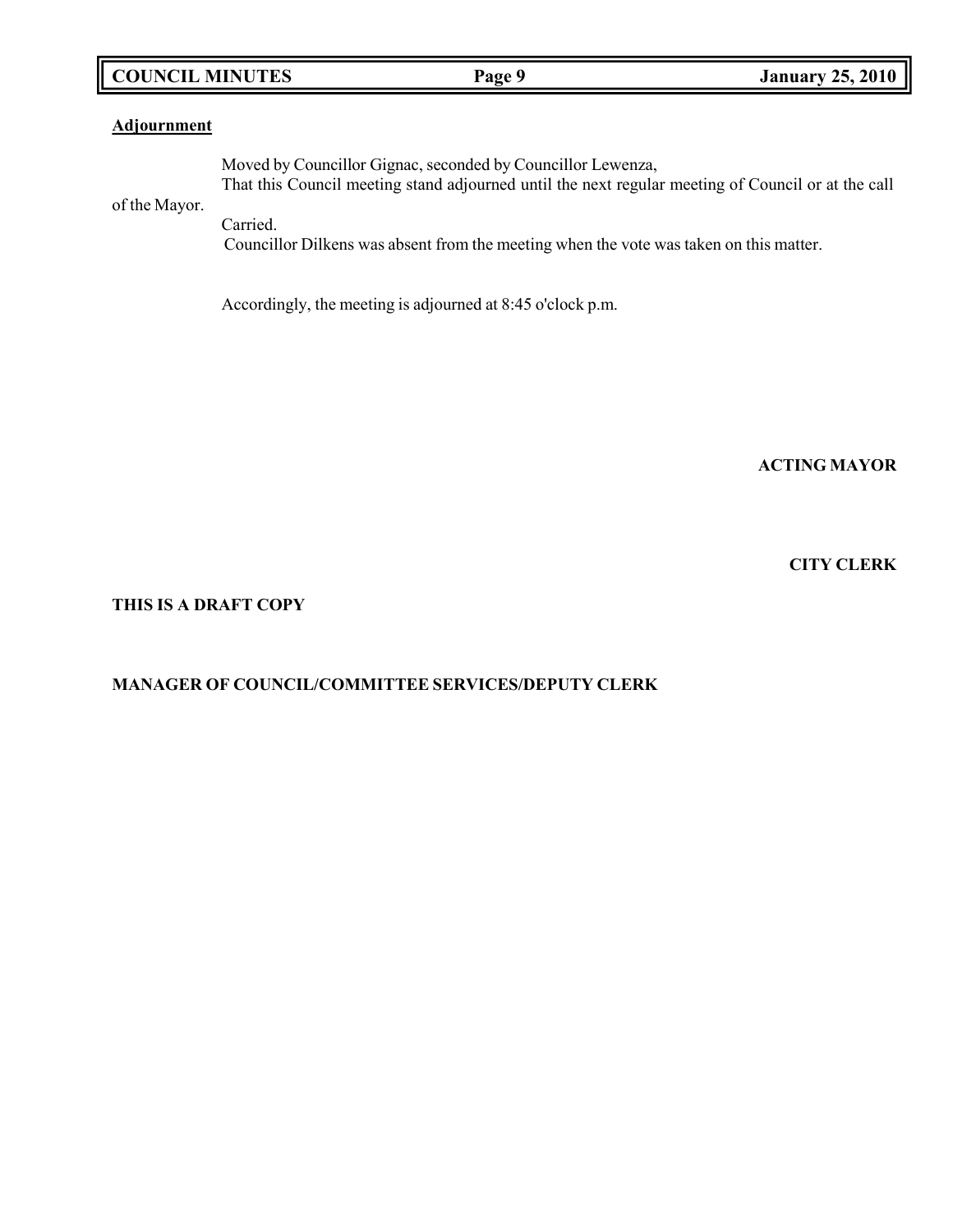**Adjournment**

Moved by Councillor Gignac, seconded by Councillor Lewenza,
That this Council meeting stand adjourned until the next regular meeting of Council or at the call of the Mayor.
Carried.
Councillor Dilkens was absent from the meeting when the vote was taken on this matter.

Accordingly, the meeting is adjourned at 8:45 o'clock p.m.

**ACTING MAYOR**

**CITY CLERK**

**THIS IS A DRAFT COPY**

**MANAGER OF COUNCIL/COMMITTEE SERVICES/DEPUTY CLERK**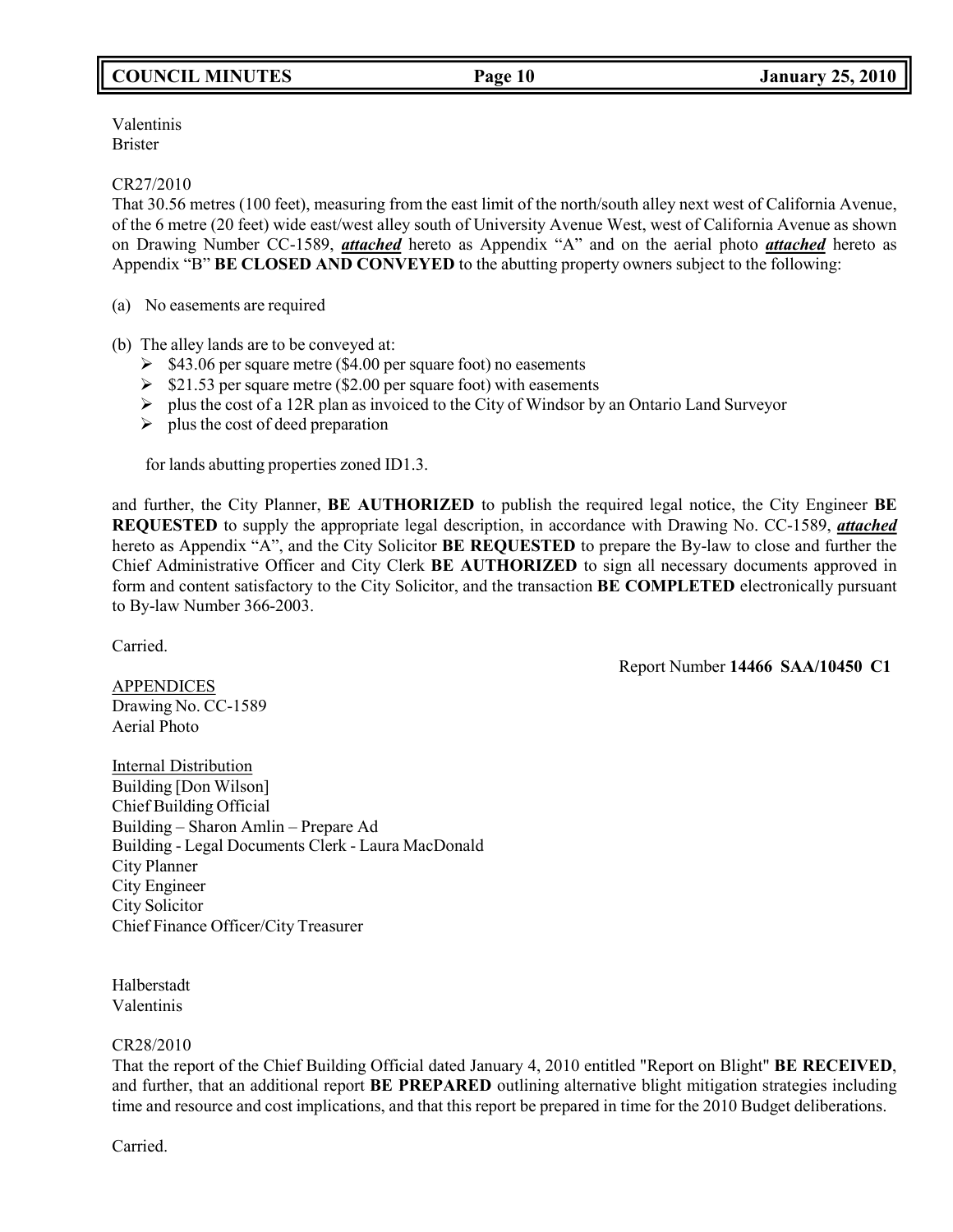Valentinis
Brister

CR27/2010
That 30.56 metres (100 feet), measuring from the east limit of the north/south alley next west of California Avenue, of the 6 metre (20 feet) wide east/west alley south of University Avenue West, west of California Avenue as shown on Drawing Number CC-1589, ***attached*** hereto as Appendix "A" and on the aerial photo ***attached*** hereto as Appendix "B" **BE CLOSED AND CONVEYED** to the abutting property owners subject to the following:

(a) No easements are required

(b) The alley lands are to be conveyed at:
- $43.06 per square metre ($4.00 per square foot) no easements
- $21.53 per square metre ($2.00 per square foot) with easements
- plus the cost of a 12R plan as invoiced to the City of Windsor by an Ontario Land Surveyor
- plus the cost of deed preparation

for lands abutting properties zoned ID1.3.

and further, the City Planner, **BE AUTHORIZED** to publish the required legal notice, the City Engineer **BE REQUESTED** to supply the appropriate legal description, in accordance with Drawing No. CC-1589, ***attached*** hereto as Appendix "A", and the City Solicitor **BE REQUESTED** to prepare the By-law to close and further the Chief Administrative Officer and City Clerk **BE AUTHORIZED** to sign all necessary documents approved in form and content satisfactory to the City Solicitor, and the transaction **BE COMPLETED** electronically pursuant to By-law Number 366-2003.

Carried.

Report Number **14466 SAA/10450 C1**

APPENDICES
Drawing No. CC-1589
Aerial Photo

Internal Distribution
Building [Don Wilson]
Chief Building Official
Building – Sharon Amlin – Prepare Ad
Building - Legal Documents Clerk - Laura MacDonald
City Planner
City Engineer
City Solicitor
Chief Finance Officer/City Treasurer

Halberstadt
Valentinis

CR28/2010
That the report of the Chief Building Official dated January 4, 2010 entitled "Report on Blight" **BE RECEIVED**, and further, that an additional report **BE PREPARED** outlining alternative blight mitigation strategies including time and resource and cost implications, and that this report be prepared in time for the 2010 Budget deliberations.

Carried.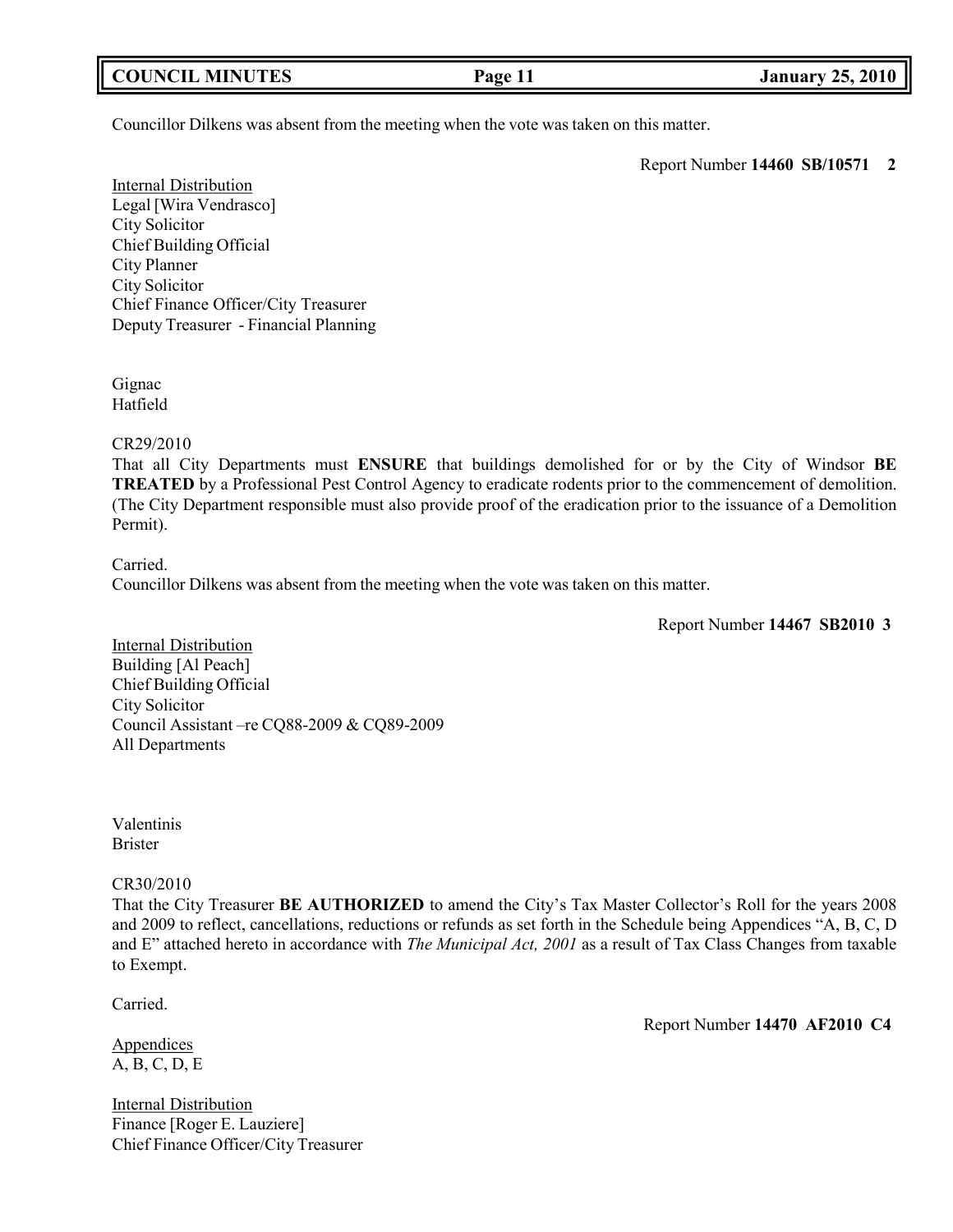Councillor Dilkens was absent from the meeting when the vote was taken on this matter.

Report Number **14460 SB/10571 2**

Internal Distribution
Legal [Wira Vendrasco]
City Solicitor
Chief Building Official
City Planner
City Solicitor
Chief Finance Officer/City Treasurer
Deputy Treasurer - Financial Planning

Gignac
Hatfield

CR29/2010
That all City Departments must **ENSURE** that buildings demolished for or by the City of Windsor **BE TREATED** by a Professional Pest Control Agency to eradicate rodents prior to the commencement of demolition. (The City Department responsible must also provide proof of the eradication prior to the issuance of a Demolition Permit).

Carried.
Councillor Dilkens was absent from the meeting when the vote was taken on this matter.

Report Number **14467 SB2010 3**

Internal Distribution
Building [Al Peach]
Chief Building Official
City Solicitor
Council Assistant –re CQ88-2009 & CQ89-2009
All Departments

Valentinis
Brister

CR30/2010
That the City Treasurer **BE AUTHORIZED** to amend the City's Tax Master Collector's Roll for the years 2008 and 2009 to reflect, cancellations, reductions or refunds as set forth in the Schedule being Appendices "A, B, C, D and E" attached hereto in accordance with *The Municipal Act, 2001* as a result of Tax Class Changes from taxable to Exempt.

Carried.

Report Number **14470 AF2010 C4**

Appendices
A, B, C, D, E

Internal Distribution
Finance [Roger E. Lauziere]
Chief Finance Officer/City Treasurer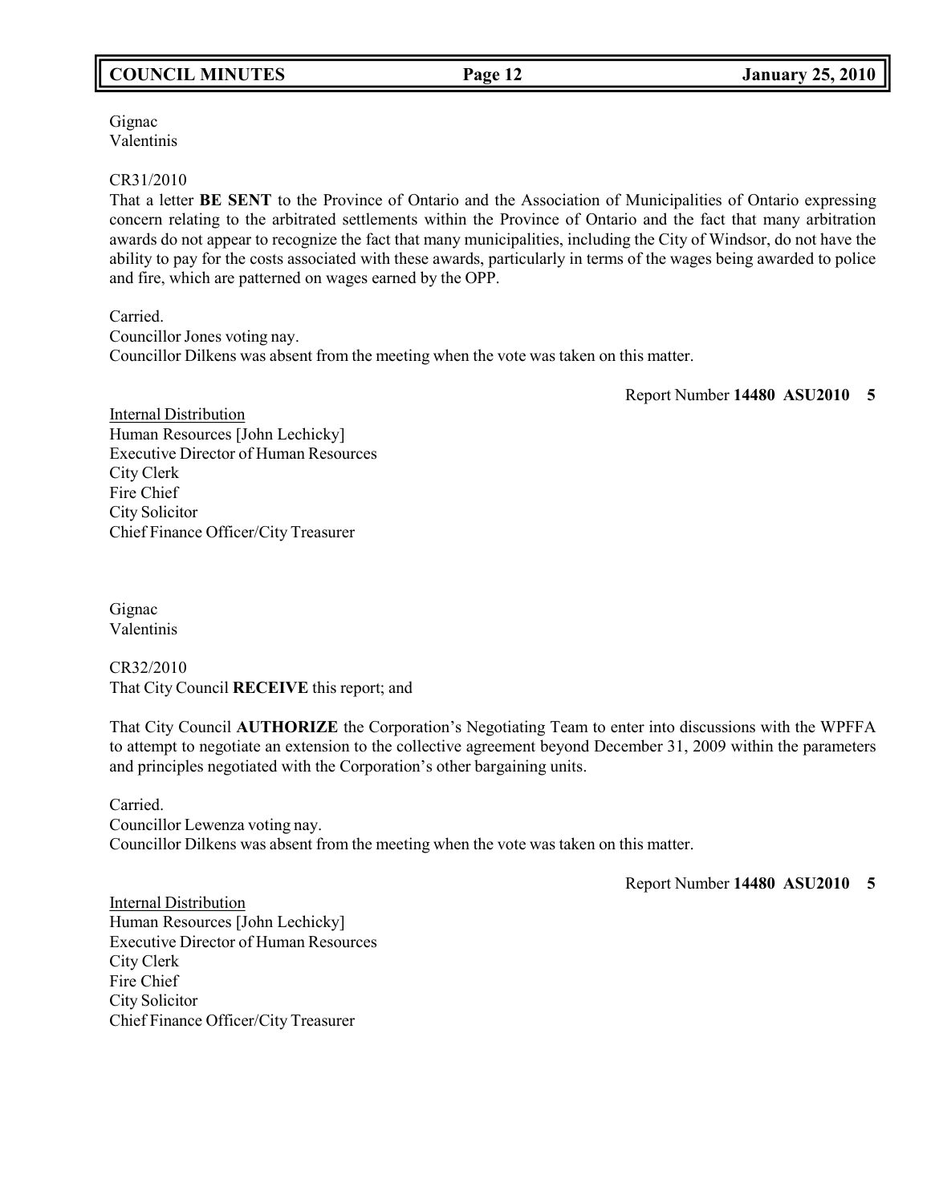Gignac
Valentinis

CR31/2010
That a letter **BE SENT** to the Province of Ontario and the Association of Municipalities of Ontario expressing concern relating to the arbitrated settlements within the Province of Ontario and the fact that many arbitration awards do not appear to recognize the fact that many municipalities, including the City of Windsor, do not have the ability to pay for the costs associated with these awards, particularly in terms of the wages being awarded to police and fire, which are patterned on wages earned by the OPP.

Carried.
Councillor Jones voting nay.
Councillor Dilkens was absent from the meeting when the vote was taken on this matter.

Report Number **14480 ASU2010 5**

Internal Distribution
Human Resources [John Lechicky]
Executive Director of Human Resources
City Clerk
Fire Chief
City Solicitor
Chief Finance Officer/City Treasurer

Gignac
Valentinis

CR32/2010
That City Council **RECEIVE** this report; and

That City Council **AUTHORIZE** the Corporation's Negotiating Team to enter into discussions with the WPFFA to attempt to negotiate an extension to the collective agreement beyond December 31, 2009 within the parameters and principles negotiated with the Corporation's other bargaining units.

Carried.
Councillor Lewenza voting nay.
Councillor Dilkens was absent from the meeting when the vote was taken on this matter.

Report Number **14480 ASU2010 5**

Internal Distribution
Human Resources [John Lechicky]
Executive Director of Human Resources
City Clerk
Fire Chief
City Solicitor
Chief Finance Officer/City Treasurer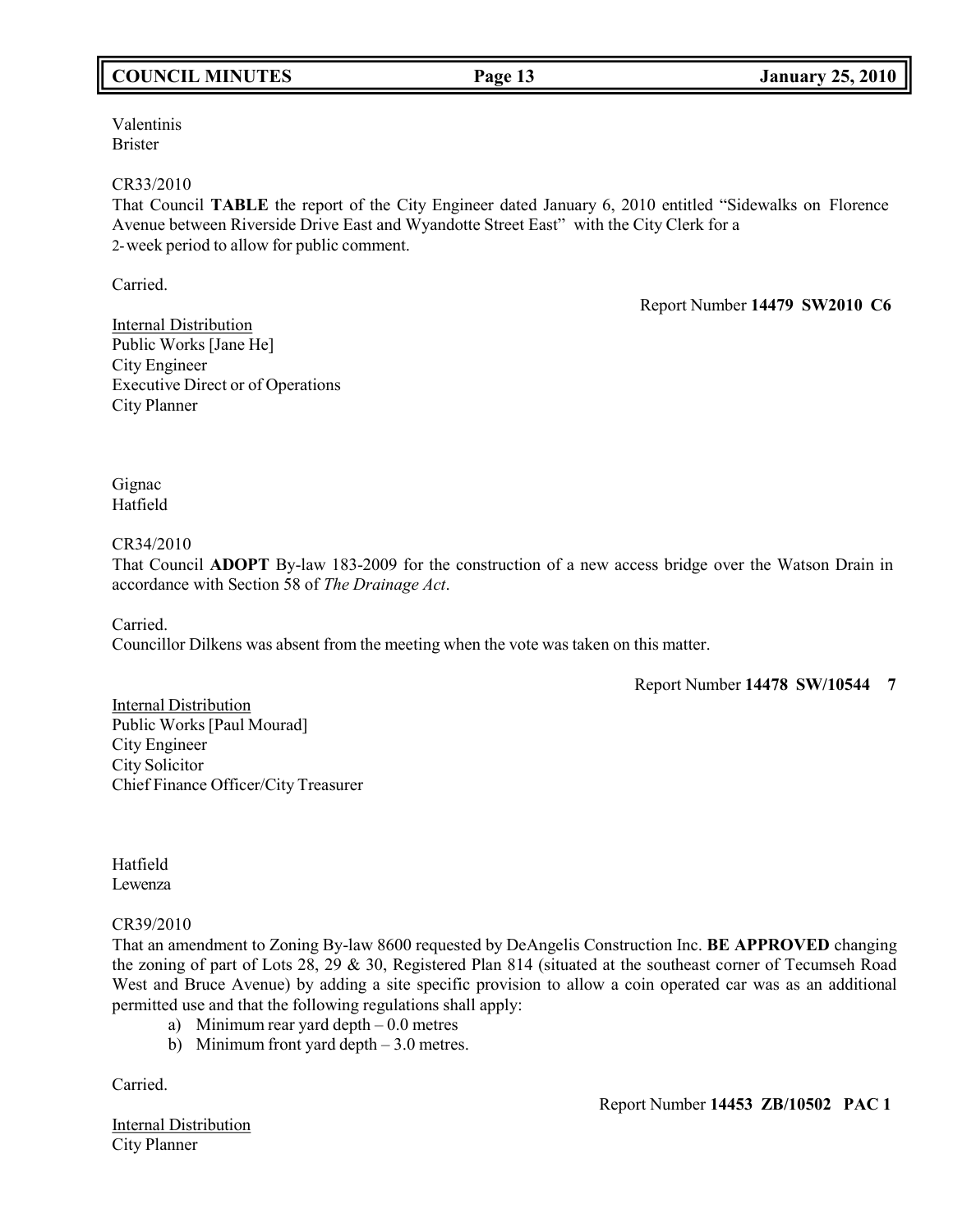Valentinis
Brister

CR33/2010
That Council **TABLE** the report of the City Engineer dated January 6, 2010 entitled "Sidewalks on Florence Avenue between Riverside Drive East and Wyandotte Street East" with the City Clerk for a 2-week period to allow for public comment.

Carried.

Report Number **14479 SW2010 C6**

Internal Distribution
Public Works [Jane He]
City Engineer
Executive Direct or of Operations
City Planner

Gignac
Hatfield

CR34/2010
That Council **ADOPT** By-law 183-2009 for the construction of a new access bridge over the Watson Drain in accordance with Section 58 of *The Drainage Act*.

Carried.
Councillor Dilkens was absent from the meeting when the vote was taken on this matter.

Report Number **14478 SW/10544 7**

Internal Distribution
Public Works [Paul Mourad]
City Engineer
City Solicitor
Chief Finance Officer/City Treasurer

Hatfield
Lewenza

CR39/2010
That an amendment to Zoning By-law 8600 requested by DeAngelis Construction Inc. **BE APPROVED** changing the zoning of part of Lots 28, 29 & 30, Registered Plan 814 (situated at the southeast corner of Tecumseh Road West and Bruce Avenue) by adding a site specific provision to allow a coin operated car was as an additional permitted use and that the following regulations shall apply:

a) Minimum rear yard depth – 0.0 metres
b) Minimum front yard depth – 3.0 metres.

Carried.

Report Number **14453 ZB/10502 PAC 1**

Internal Distribution
City Planner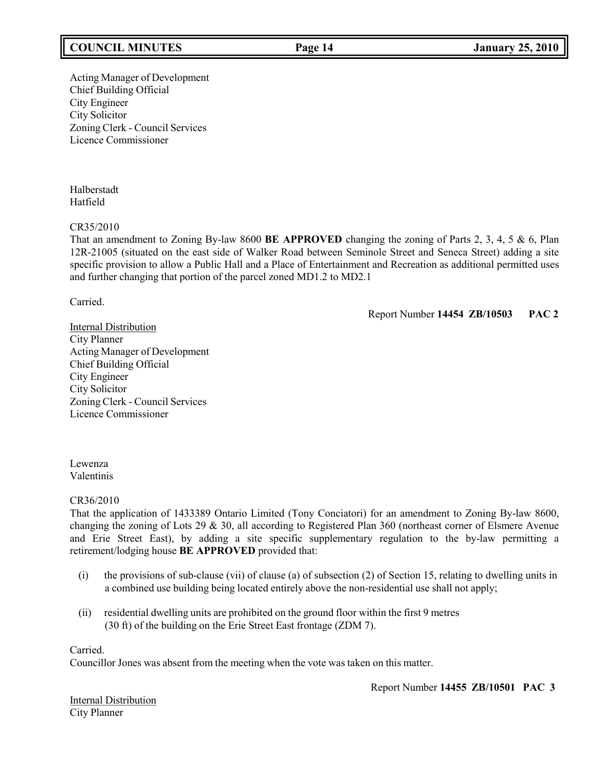Acting Manager of Development
Chief Building Official
City Engineer
City Solicitor
Zoning Clerk - Council Services
Licence Commissioner

Halberstadt
Hatfield

CR35/2010
That an amendment to Zoning By-law 8600 **BE APPROVED** changing the zoning of Parts 2, 3, 4, 5 & 6, Plan 12R-21005 (situated on the east side of Walker Road between Seminole Street and Seneca Street) adding a site specific provision to allow a Public Hall and a Place of Entertainment and Recreation as additional permitted uses and further changing that portion of the parcel zoned MD1.2 to MD2.1

Carried.

Report Number **14454 ZB/10503 PAC 2**

Internal Distribution
City Planner
Acting Manager of Development
Chief Building Official
City Engineer
City Solicitor
Zoning Clerk - Council Services
Licence Commissioner

Lewenza
Valentinis

CR36/2010
That the application of 1433389 Ontario Limited (Tony Conciatori) for an amendment to Zoning By-law 8600, changing the zoning of Lots 29 & 30, all according to Registered Plan 360 (northeast corner of Elsmere Avenue and Erie Street East), by adding a site specific supplementary regulation to the by-law permitting a retirement/lodging house **BE APPROVED** provided that:

(i) the provisions of sub-clause (vii) of clause (a) of subsection (2) of Section 15, relating to dwelling units in a combined use building being located entirely above the non-residential use shall not apply;

(ii) residential dwelling units are prohibited on the ground floor within the first 9 metres (30 ft) of the building on the Erie Street East frontage (ZDM 7).

Carried.
Councillor Jones was absent from the meeting when the vote was taken on this matter.

Report Number **14455 ZB/10501 PAC 3**

Internal Distribution
City Planner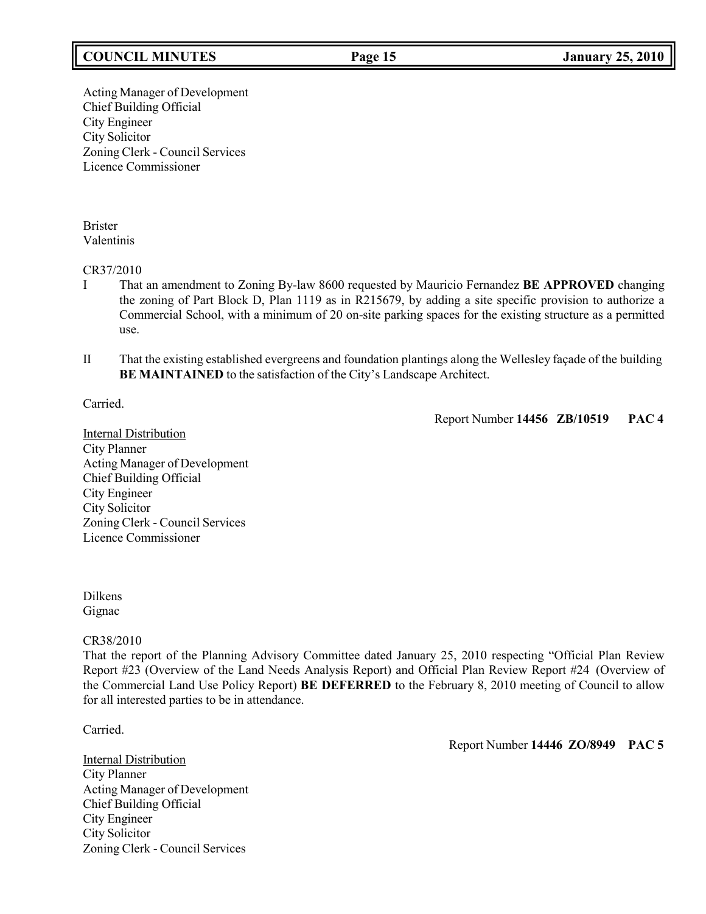Acting Manager of Development
City Engineer
Chief Building Official
City Solicitor
Zoning Clerk - Council Services
Licence Commissioner

Brister
Valentinis

CR37/2010

I That an amendment to Zoning By-law 8600 requested by Mauricio Fernandez **BE APPROVED** changing the zoning of Part Block D, Plan 1119 as in R215679, by adding a site specific provision to authorize a Commercial School, with a minimum of 20 on-site parking spaces for the existing structure as a permitted use.

II That the existing established evergreens and foundation plantings along the Wellesley façade of the building **BE MAINTAINED** to the satisfaction of the City's Landscape Architect.

Carried.

Report Number **14456 ZB/10519 PAC 4**

Internal Distribution
City Planner
Acting Manager of Development
Chief Building Official
City Engineer
City Solicitor
Zoning Clerk - Council Services
Licence Commissioner

Dilkens
Gignac

CR38/2010

That the report of the Planning Advisory Committee dated January 25, 2010 respecting "Official Plan Review Report #23 (Overview of the Land Needs Analysis Report) and Official Plan Review Report #24 (Overview of the Commercial Land Use Policy Report) **BE DEFERRED** to the February 8, 2010 meeting of Council to allow for all interested parties to be in attendance.

Carried.

Report Number **14446 ZO/8949 PAC 5**

Internal Distribution
City Planner
Acting Manager of Development
Chief Building Official
City Engineer
City Solicitor
Zoning Clerk - Council Services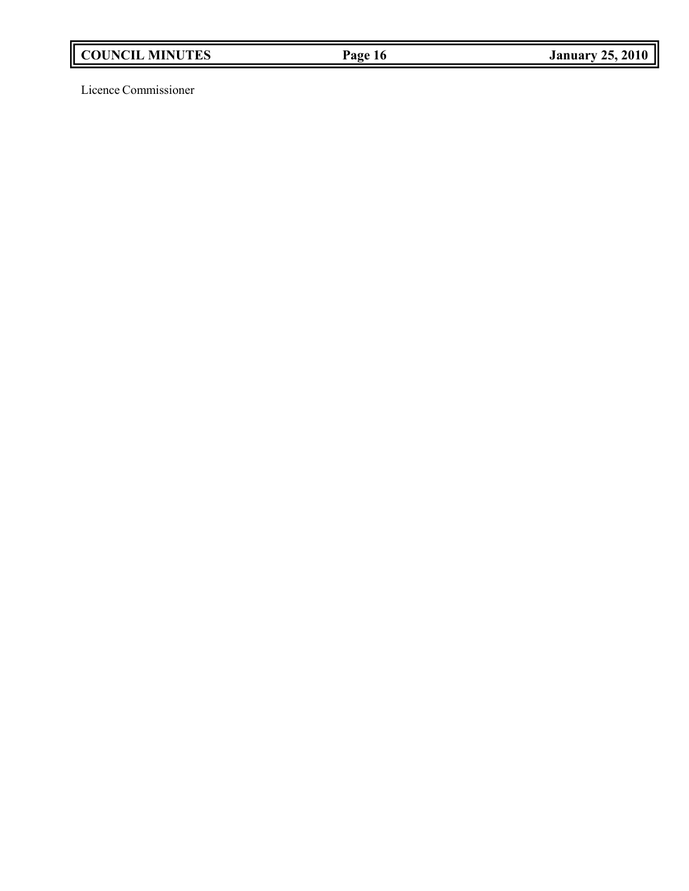Licence Commissioner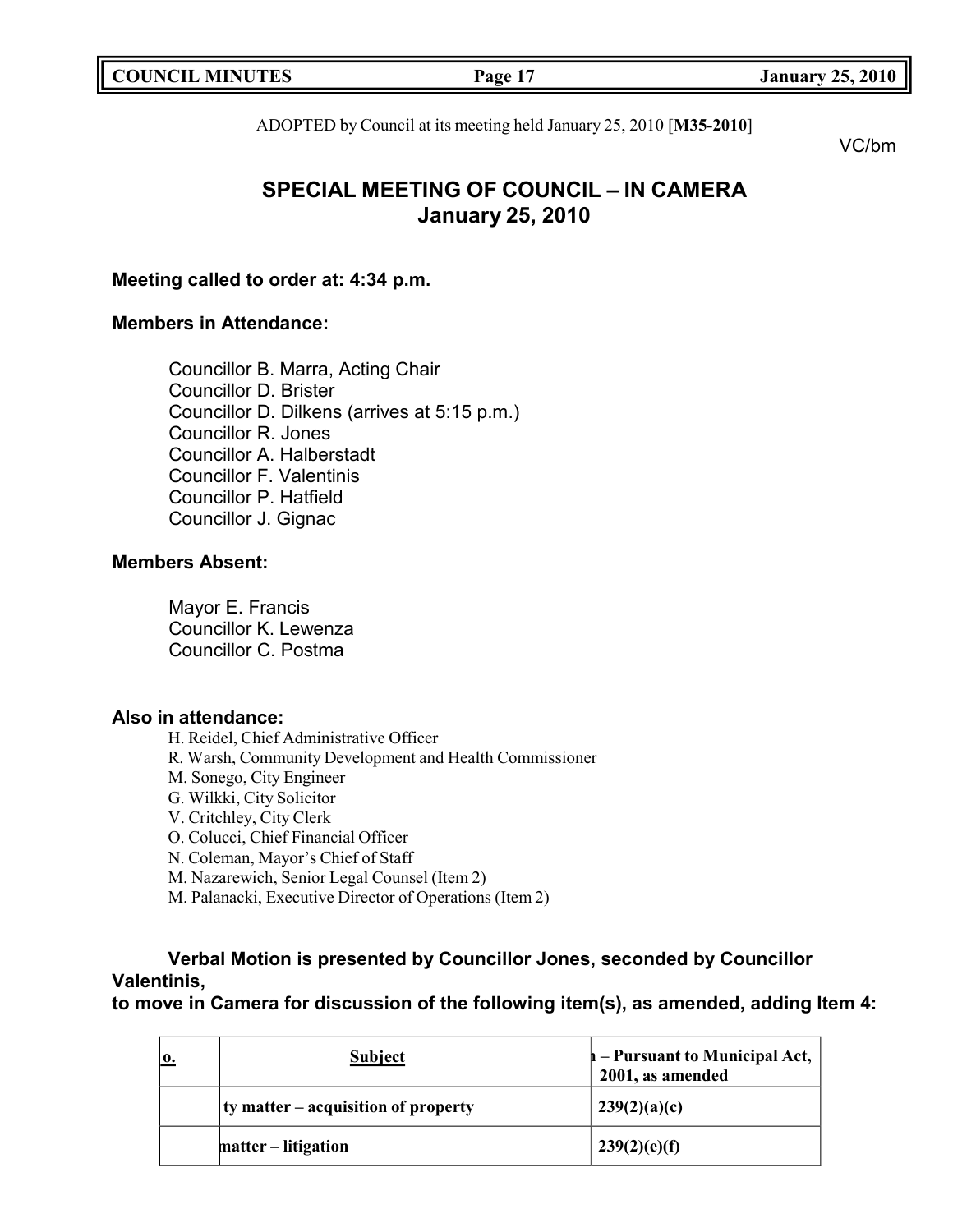ADOPTED by Council at its meeting held January 25, 2010 [**M35-2010**]

VC/bm

## SPECIAL MEETING OF COUNCIL – IN CAMERA
## January 25, 2010

**Meeting called to order at: 4:34 p.m.**

**Members in Attendance:**

Councillor B. Marra, Acting Chair
Councillor D. Brister
Councillor D. Dilkens (arrives at 5:15 p.m.)
Councillor R. Jones
Councillor A. Halberstadt
Councillor F. Valentinis
Councillor P. Hatfield
Councillor J. Gignac

**Members Absent:**

Mayor E. Francis
Councillor K. Lewenza
Councillor C. Postma

**Also in attendance:**

H. Reidel, Chief Administrative Officer
R. Warsh, Community Development and Health Commissioner
M. Sonego, City Engineer
G. Wilkki, City Solicitor
V. Critchley, City Clerk
O. Colucci, Chief Financial Officer
N. Coleman, Mayor's Chief of Staff
M. Nazarewich, Senior Legal Counsel (Item 2)
M. Palanacki, Executive Director of Operations (Item 2)

**Verbal Motion is presented by Councillor Jones, seconded by Councillor Valentinis,**
**to move in Camera for discussion of the following item(s), as amended, adding Item 4:**

| o. | Subject | ı – Pursuant to Municipal Act, 2001, as amended |
|---|---|---|
| | ty matter – acquisition of property | 239(2)(a)(c) |
| | matter – litigation | 239(2)(e)(f) |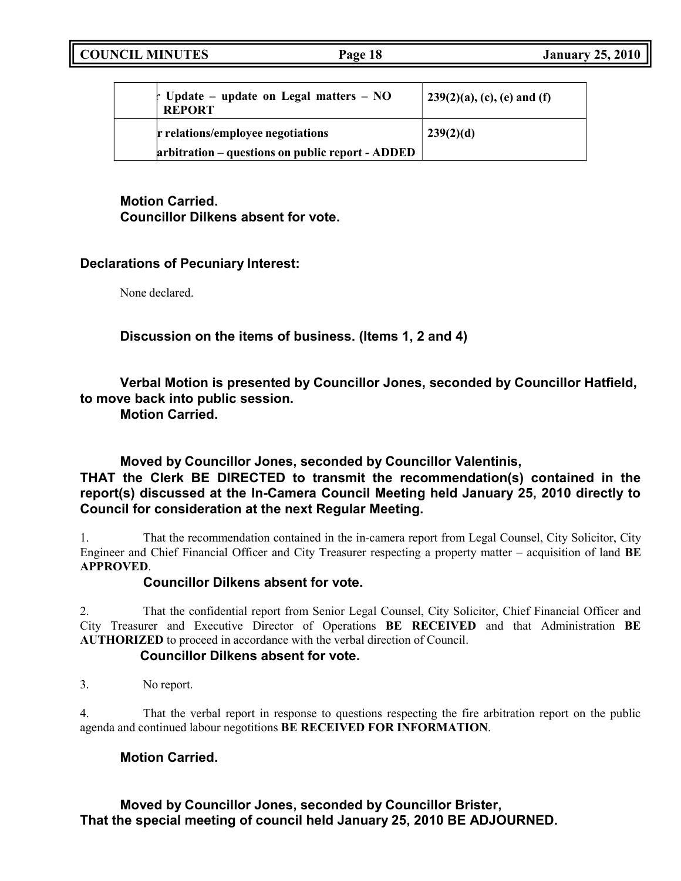|  | · Update – update on Legal matters – NO REPORT | 239(2)(a), (c), (e) and (f) |
|---|---|---|
|  | r relations/employee negotiations<br>arbitration – questions on public report - ADDED | 239(2)(d) |

**Motion Carried.**
**Councillor Dilkens absent for vote.**

**Declarations of Pecuniary Interest:**

None declared.

**Discussion on the items of business. (Items 1, 2 and 4)**

**Verbal Motion is presented by Councillor Jones, seconded by Councillor Hatfield, to move back into public session.**
**Motion Carried.**

**Moved by Councillor Jones, seconded by Councillor Valentinis,**
**THAT the Clerk BE DIRECTED to transmit the recommendation(s) contained in the report(s) discussed at the In-Camera Council Meeting held January 25, 2010 directly to Council for consideration at the next Regular Meeting.**

1. That the recommendation contained in the in-camera report from Legal Counsel, City Solicitor, City Engineer and Chief Financial Officer and City Treasurer respecting a property matter – acquisition of land **BE APPROVED**.
**Councillor Dilkens absent for vote.**

2. That the confidential report from Senior Legal Counsel, City Solicitor, Chief Financial Officer and City Treasurer and Executive Director of Operations **BE RECEIVED** and that Administration **BE AUTHORIZED** to proceed in accordance with the verbal direction of Council.
**Councillor Dilkens absent for vote.**

3. No report.

4. That the verbal report in response to questions respecting the fire arbitration report on the public agenda and continued labour negotitions **BE RECEIVED FOR INFORMATION**.

**Motion Carried.**

**Moved by Councillor Jones, seconded by Councillor Brister,**
**That the special meeting of council held January 25, 2010 BE ADJOURNED.**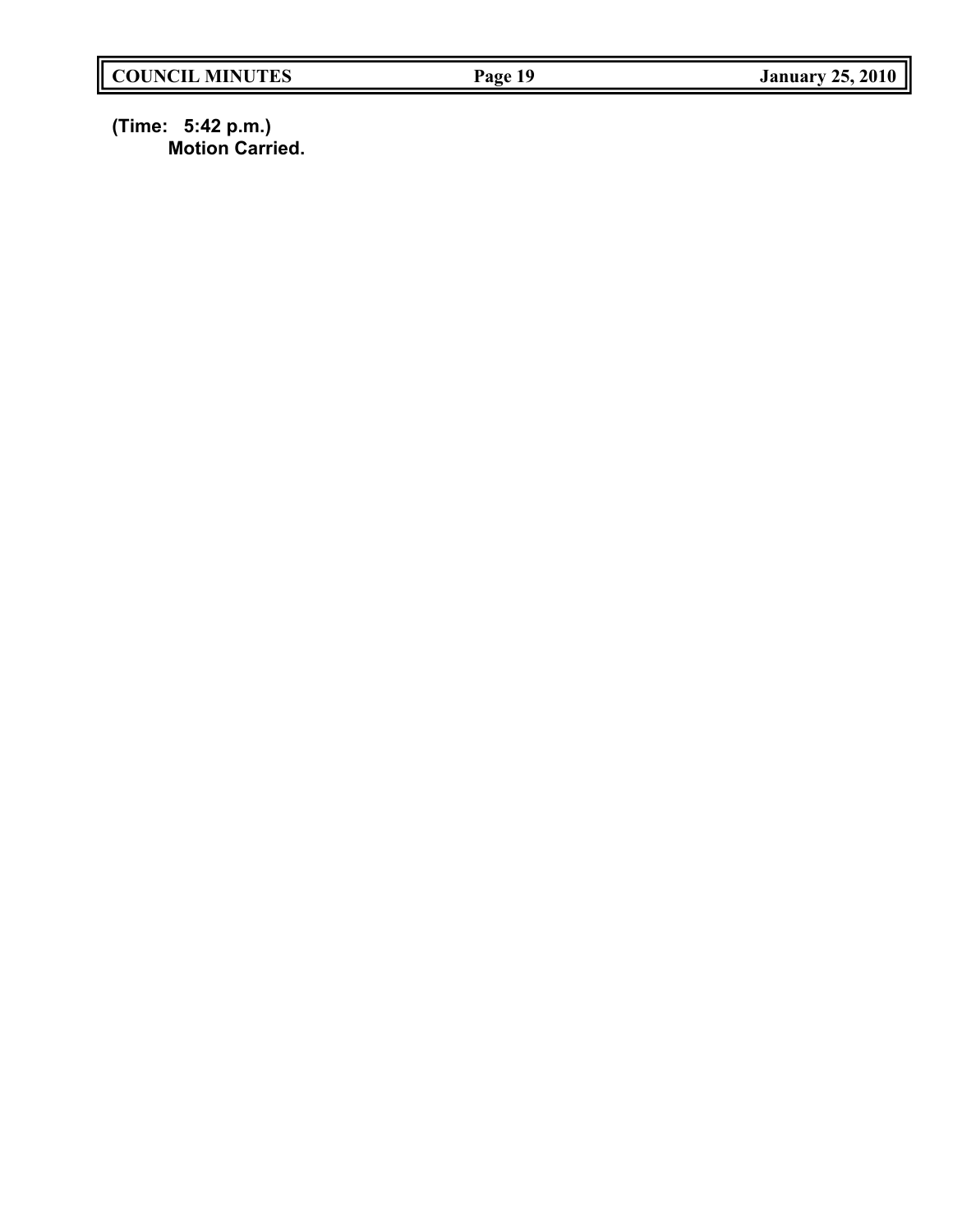**(Time: 5:42 p.m.)**

**Motion Carried.**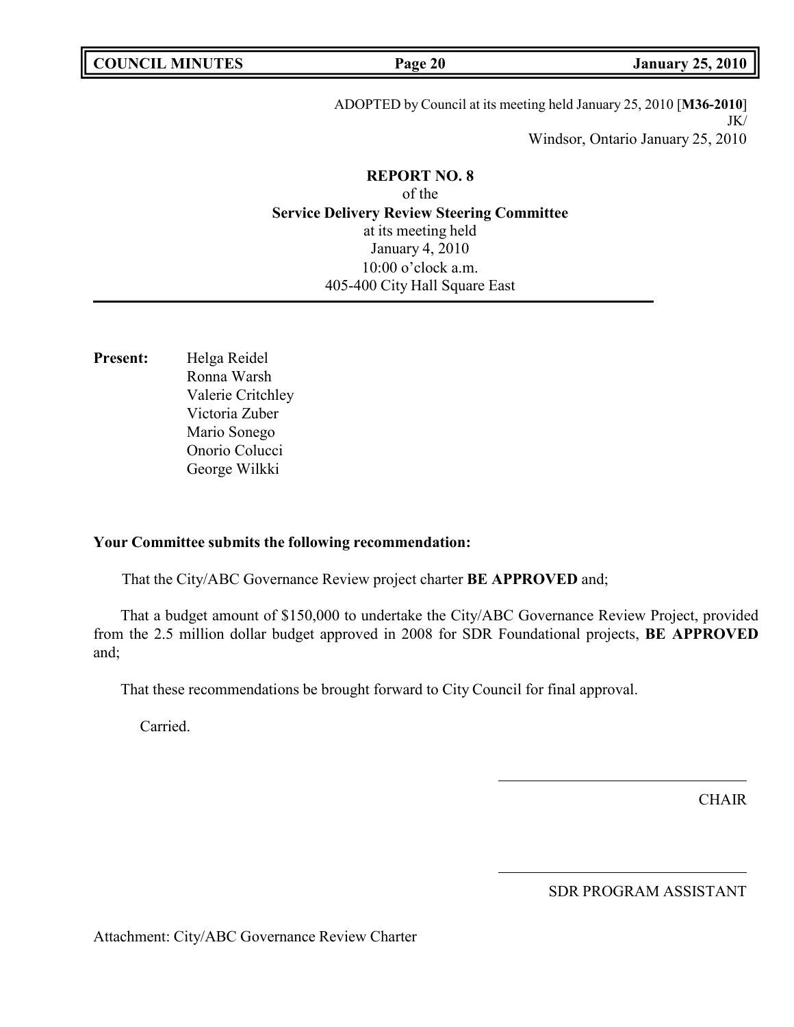ADOPTED by Council at its meeting held January 25, 2010 [**M36-2010**]
JK/
Windsor, Ontario January 25, 2010

**REPORT NO. 8**
of the
**Service Delivery Review Steering Committee**
at its meeting held
January 4, 2010
10:00 o'clock a.m.
405-400 City Hall Square East

**Present:** Helga Reidel
Ronna Warsh
Valerie Critchley
Victoria Zuber
Mario Sonego
Onorio Colucci
George Wilkki

**Your Committee submits the following recommendation:**

That the City/ABC Governance Review project charter **BE APPROVED** and;

That a budget amount of $150,000 to undertake the City/ABC Governance Review Project, provided from the 2.5 million dollar budget approved in 2008 for SDR Foundational projects, **BE APPROVED** and;

That these recommendations be brought forward to City Council for final approval.

Carried.

CHAIR

SDR PROGRAM ASSISTANT

Attachment: City/ABC Governance Review Charter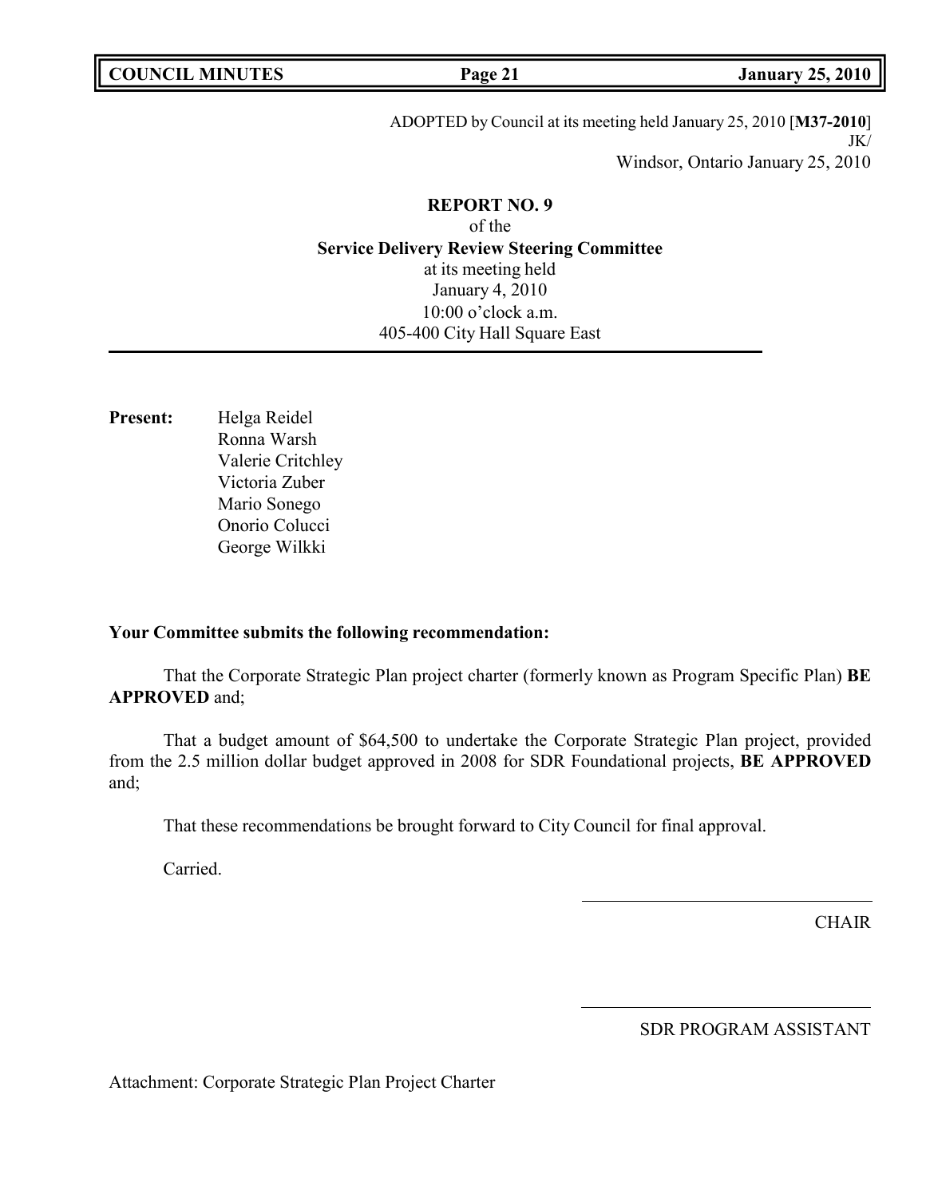ADOPTED by Council at its meeting held January 25, 2010 [**M37-2010**]
JK/
Windsor, Ontario January 25, 2010

**REPORT NO. 9**
of the
**Service Delivery Review Steering Committee**
at its meeting held
January 4, 2010
10:00 o'clock a.m.
405-400 City Hall Square East

---

**Present:** Helga Reidel
Ronna Warsh
Valerie Critchley
Victoria Zuber
Mario Sonego
Onorio Colucci
George Wilkki

**Your Committee submits the following recommendation:**

That the Corporate Strategic Plan project charter (formerly known as Program Specific Plan) **BE APPROVED** and;

That a budget amount of $64,500 to undertake the Corporate Strategic Plan project, provided from the 2.5 million dollar budget approved in 2008 for SDR Foundational projects, **BE APPROVED** and;

That these recommendations be brought forward to City Council for final approval.

Carried.

CHAIR

SDR PROGRAM ASSISTANT

Attachment: Corporate Strategic Plan Project Charter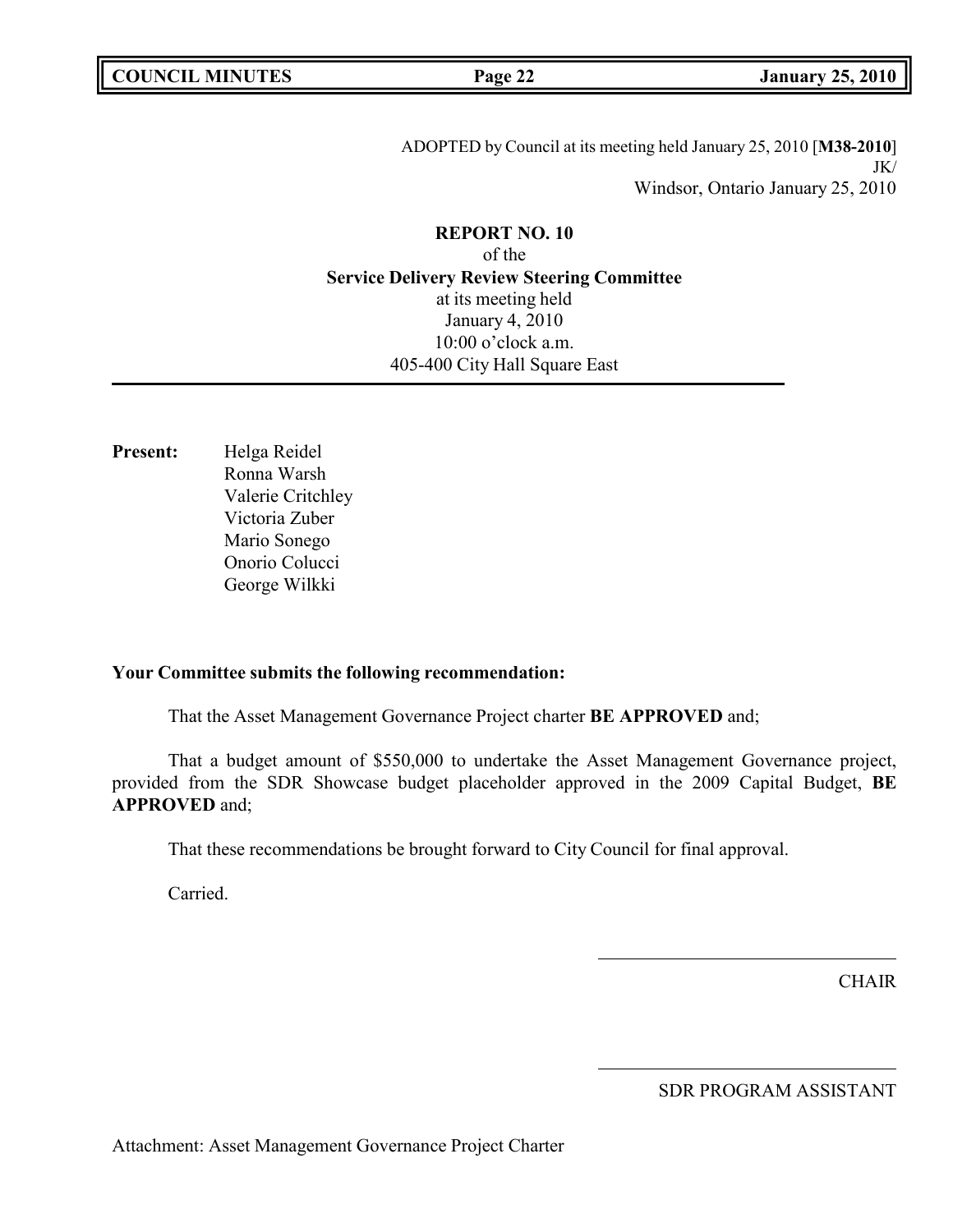ADOPTED by Council at its meeting held January 25, 2010 [**M38-2010**]
JK/
Windsor, Ontario January 25, 2010

**REPORT NO. 10**
of the
**Service Delivery Review Steering Committee**
at its meeting held
January 4, 2010
10:00 o'clock a.m.
405-400 City Hall Square East

**Present:**
Helga Reidel
Ronna Warsh
Valerie Critchley
Victoria Zuber
Mario Sonego
Onorio Colucci
George Wilkki

**Your Committee submits the following recommendation:**

That the Asset Management Governance Project charter **BE APPROVED** and;

That a budget amount of $550,000 to undertake the Asset Management Governance project, provided from the SDR Showcase budget placeholder approved in the 2009 Capital Budget, **BE APPROVED** and;

That these recommendations be brought forward to City Council for final approval.

Carried.

CHAIR

SDR PROGRAM ASSISTANT

Attachment: Asset Management Governance Project Charter